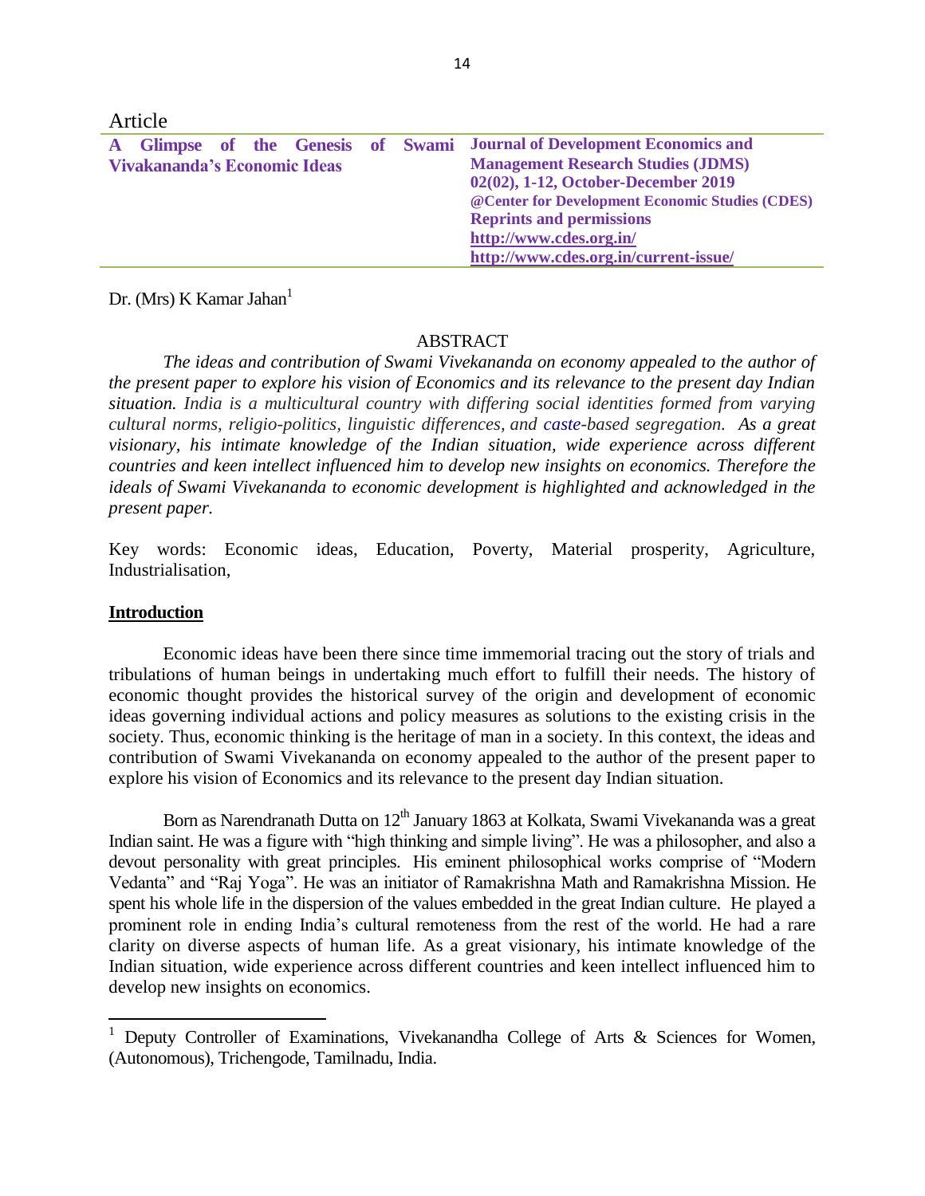Article

**A Glimpse of the Genesis of Swami Vivakananda's Economic Ideas**

**Journal of Development Economics and Management Research Studies (JDMS)**
**02(02), 1-12, October-December 2019**
**@Center for Development Economic Studies (CDES)**
**Reprints and permissions**
**http://www.cdes.org.in/**
**http://www.cdes.org.in/current-issue/**

Dr. (Mrs) K Kamar Jahan[1]

## ABSTRACT

*The ideas and contribution of Swami Vivekananda on economy appealed to the author of the present paper to explore his vision of Economics and its relevance to the present day Indian situation. India is a multicultural country with differing social identities formed from varying cultural norms, religio-politics, linguistic differences, and caste-based segregation. As a great visionary, his intimate knowledge of the Indian situation, wide experience across different countries and keen intellect influenced him to develop new insights on economics. Therefore the ideals of Swami Vivekananda to economic development is highlighted and acknowledged in the present paper.*

Key words: Economic ideas, Education, Poverty, Material prosperity, Agriculture, Industrialisation,

## Introduction

Economic ideas have been there since time immemorial tracing out the story of trials and tribulations of human beings in undertaking much effort to fulfill their needs. The history of economic thought provides the historical survey of the origin and development of economic ideas governing individual actions and policy measures as solutions to the existing crisis in the society. Thus, economic thinking is the heritage of man in a society. In this context, the ideas and contribution of Swami Vivekananda on economy appealed to the author of the present paper to explore his vision of Economics and its relevance to the present day Indian situation.

Born as Narendranath Dutta on 12th January 1863 at Kolkata, Swami Vivekananda was a great Indian saint. He was a figure with "high thinking and simple living". He was a philosopher, and also a devout personality with great principles. His eminent philosophical works comprise of "Modern Vedanta" and "Raj Yoga". He was an initiator of Ramakrishna Math and Ramakrishna Mission. He spent his whole life in the dispersion of the values embedded in the great Indian culture. He played a prominent role in ending India's cultural remoteness from the rest of the world. He had a rare clarity on diverse aspects of human life. As a great visionary, his intimate knowledge of the Indian situation, wide experience across different countries and keen intellect influenced him to develop new insights on economics.

---

[1] Deputy Controller of Examinations, Vivekanandha College of Arts & Sciences for Women, (Autonomous), Trichengode, Tamilnadu, India.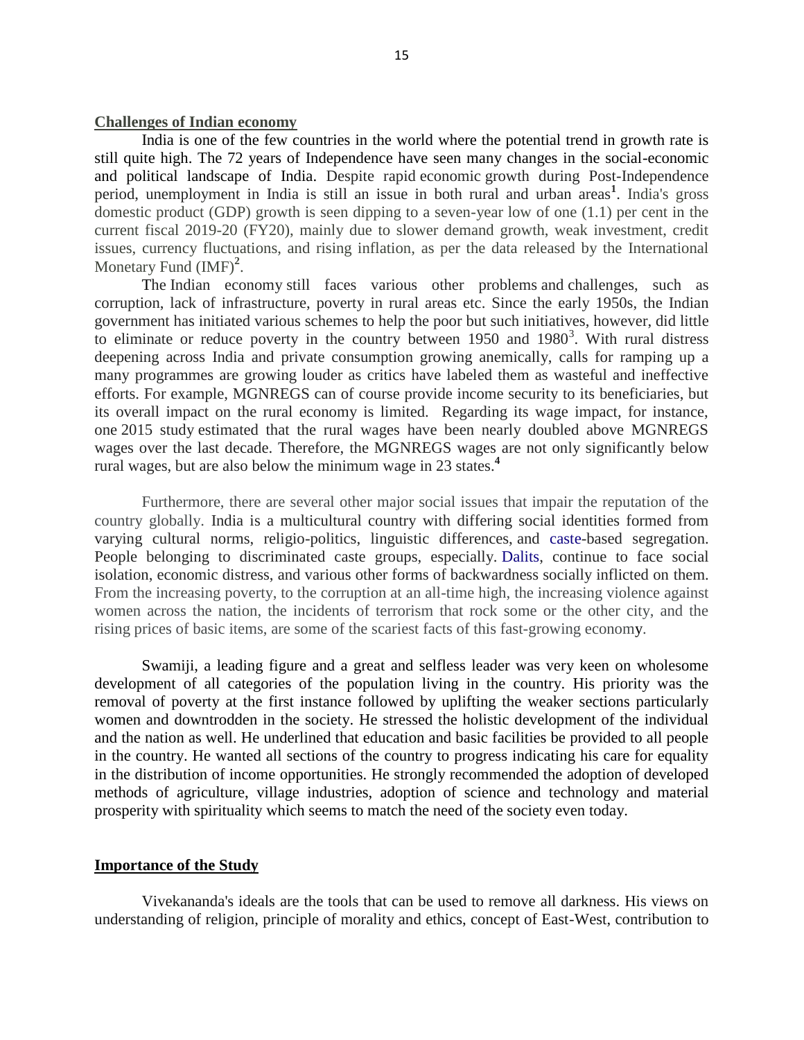## Challenges of Indian economy

India is one of the few countries in the world where the potential trend in growth rate is still quite high. The 72 years of Independence have seen many changes in the social-economic and political landscape of India. Despite rapid economic growth during Post-Independence period, unemployment in India is still an issue in both rural and urban areas[1]. India's gross domestic product (GDP) growth is seen dipping to a seven-year low of one (1.1) per cent in the current fiscal 2019-20 (FY20), mainly due to slower demand growth, weak investment, credit issues, currency fluctuations, and rising inflation, as per the data released by the International Monetary Fund (IMF)[2].

The Indian economy still faces various other problems and challenges, such as corruption, lack of infrastructure, poverty in rural areas etc. Since the early 1950s, the Indian government has initiated various schemes to help the poor but such initiatives, however, did little to eliminate or reduce poverty in the country between 1950 and 1980[3]. With rural distress deepening across India and private consumption growing anemically, calls for ramping up a many programmes are growing louder as critics have labeled them as wasteful and ineffective efforts. For example, MGNREGS can of course provide income security to its beneficiaries, but its overall impact on the rural economy is limited. Regarding its wage impact, for instance, one 2015 study estimated that the rural wages have been nearly doubled above MGNREGS wages over the last decade. Therefore, the MGNREGS wages are not only significantly below rural wages, but are also below the minimum wage in 23 states.[4]

Furthermore, there are several other major social issues that impair the reputation of the country globally. India is a multicultural country with differing social identities formed from varying cultural norms, religio-politics, linguistic differences, and caste-based segregation. People belonging to discriminated caste groups, especially. Dalits, continue to face social isolation, economic distress, and various other forms of backwardness socially inflicted on them. From the increasing poverty, to the corruption at an all-time high, the increasing violence against women across the nation, the incidents of terrorism that rock some or the other city, and the rising prices of basic items, are some of the scariest facts of this fast-growing economy.

Swamiji, a leading figure and a great and selfless leader was very keen on wholesome development of all categories of the population living in the country. His priority was the removal of poverty at the first instance followed by uplifting the weaker sections particularly women and downtrodden in the society. He stressed the holistic development of the individual and the nation as well. He underlined that education and basic facilities be provided to all people in the country. He wanted all sections of the country to progress indicating his care for equality in the distribution of income opportunities. He strongly recommended the adoption of developed methods of agriculture, village industries, adoption of science and technology and material prosperity with spirituality which seems to match the need of the society even today.

## Importance of the Study

Vivekananda's ideals are the tools that can be used to remove all darkness. His views on understanding of religion, principle of morality and ethics, concept of East-West, contribution to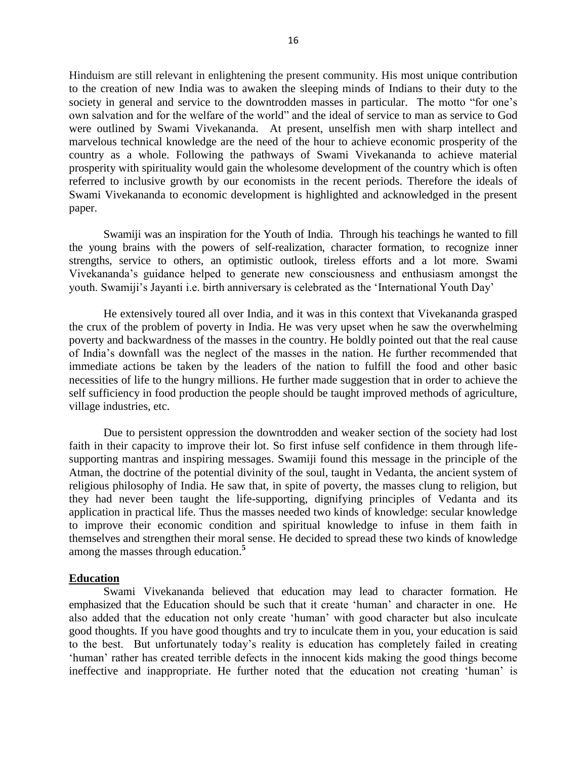Hinduism are still relevant in enlightening the present community. His most unique contribution to the creation of new India was to awaken the sleeping minds of Indians to their duty to the society in general and service to the downtrodden masses in particular. The motto "for one's own salvation and for the welfare of the world" and the ideal of service to man as service to God were outlined by Swami Vivekananda. At present, unselfish men with sharp intellect and marvelous technical knowledge are the need of the hour to achieve economic prosperity of the country as a whole. Following the pathways of Swami Vivekananda to achieve material prosperity with spirituality would gain the wholesome development of the country which is often referred to inclusive growth by our economists in the recent periods. Therefore the ideals of Swami Vivekananda to economic development is highlighted and acknowledged in the present paper.

Swamiji was an inspiration for the Youth of India. Through his teachings he wanted to fill the young brains with the powers of self-realization, character formation, to recognize inner strengths, service to others, an optimistic outlook, tireless efforts and a lot more. Swami Vivekananda's guidance helped to generate new consciousness and enthusiasm amongst the youth. Swamiji's Jayanti i.e. birth anniversary is celebrated as the 'International Youth Day'

He extensively toured all over India, and it was in this context that Vivekananda grasped the crux of the problem of poverty in India. He was very upset when he saw the overwhelming poverty and backwardness of the masses in the country. He boldly pointed out that the real cause of India's downfall was the neglect of the masses in the nation. He further recommended that immediate actions be taken by the leaders of the nation to fulfill the food and other basic necessities of life to the hungry millions. He further made suggestion that in order to achieve the self sufficiency in food production the people should be taught improved methods of agriculture, village industries, etc.

Due to persistent oppression the downtrodden and weaker section of the society had lost faith in their capacity to improve their lot. So first infuse self confidence in them through life-supporting mantras and inspiring messages. Swamiji found this message in the principle of the Atman, the doctrine of the potential divinity of the soul, taught in Vedanta, the ancient system of religious philosophy of India. He saw that, in spite of poverty, the masses clung to religion, but they had never been taught the life-supporting, dignifying principles of Vedanta and its application in practical life. Thus the masses needed two kinds of knowledge: secular knowledge to improve their economic condition and spiritual knowledge to infuse in them faith in themselves and strengthen their moral sense. He decided to spread these two kinds of knowledge among the masses through education.[5]

## Education

Swami Vivekananda believed that education may lead to character formation. He emphasized that the Education should be such that it create 'human' and character in one. He also added that the education not only create 'human' with good character but also inculcate good thoughts. If you have good thoughts and try to inculcate them in you, your education is said to the best. But unfortunately today's reality is education has completely failed in creating 'human' rather has created terrible defects in the innocent kids making the good things become ineffective and inappropriate. He further noted that the education not creating 'human' is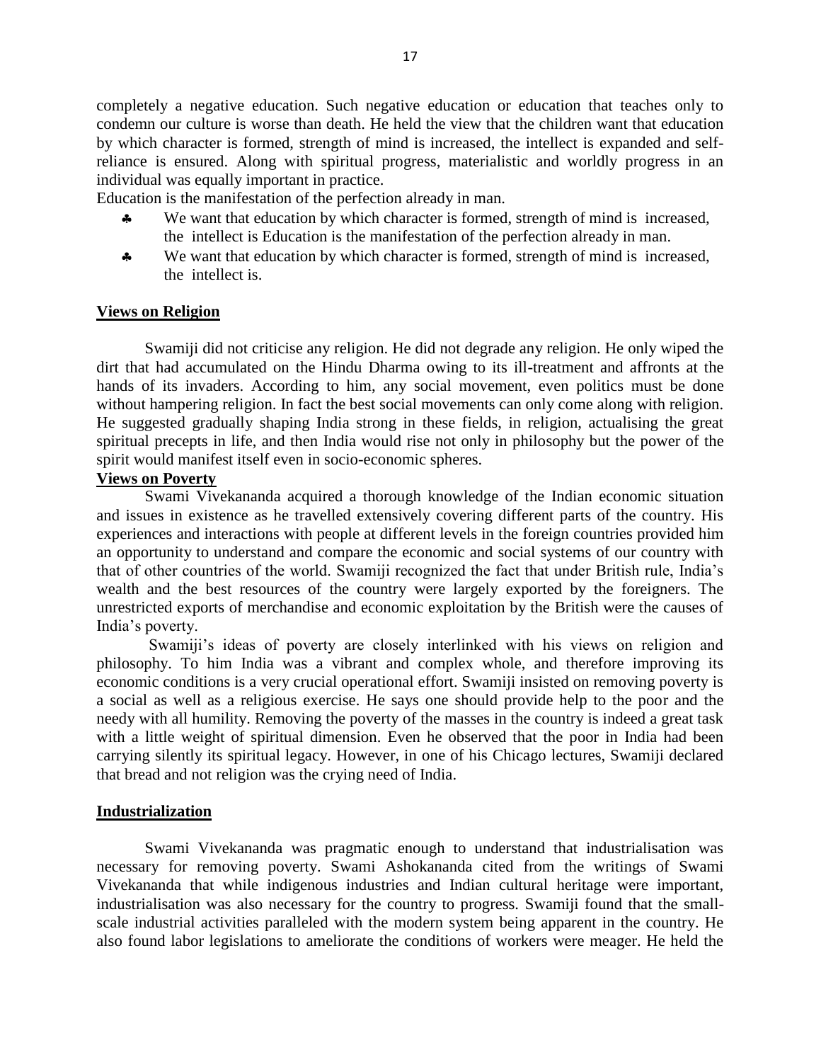completely a negative education. Such negative education or education that teaches only to condemn our culture is worse than death. He held the view that the children want that education by which character is formed, strength of mind is increased, the intellect is expanded and self-reliance is ensured. Along with spiritual progress, materialistic and worldly progress in an individual was equally important in practice.

Education is the manifestation of the perfection already in man.

- We want that education by which character is formed, strength of mind is increased, the intellect is Education is the manifestation of the perfection already in man.
- We want that education by which character is formed, strength of mind is increased, the intellect is.

**Views on Religion**

Swamiji did not criticise any religion. He did not degrade any religion. He only wiped the dirt that had accumulated on the Hindu Dharma owing to its ill-treatment and affronts at the hands of its invaders. According to him, any social movement, even politics must be done without hampering religion. In fact the best social movements can only come along with religion. He suggested gradually shaping India strong in these fields, in religion, actualising the great spiritual precepts in life, and then India would rise not only in philosophy but the power of the spirit would manifest itself even in socio-economic spheres.

**Views on Poverty**

Swami Vivekananda acquired a thorough knowledge of the Indian economic situation and issues in existence as he travelled extensively covering different parts of the country. His experiences and interactions with people at different levels in the foreign countries provided him an opportunity to understand and compare the economic and social systems of our country with that of other countries of the world. Swamiji recognized the fact that under British rule, India's wealth and the best resources of the country were largely exported by the foreigners. The unrestricted exports of merchandise and economic exploitation by the British were the causes of India's poverty.

Swamiji's ideas of poverty are closely interlinked with his views on religion and philosophy. To him India was a vibrant and complex whole, and therefore improving its economic conditions is a very crucial operational effort. Swamiji insisted on removing poverty is a social as well as a religious exercise. He says one should provide help to the poor and the needy with all humility. Removing the poverty of the masses in the country is indeed a great task with a little weight of spiritual dimension. Even he observed that the poor in India had been carrying silently its spiritual legacy. However, in one of his Chicago lectures, Swamiji declared that bread and not religion was the crying need of India.

**Industrialization**

Swami Vivekananda was pragmatic enough to understand that industrialisation was necessary for removing poverty. Swami Ashokananda cited from the writings of Swami Vivekananda that while indigenous industries and Indian cultural heritage were important, industrialisation was also necessary for the country to progress. Swamiji found that the small-scale industrial activities paralleled with the modern system being apparent in the country. He also found labor legislations to ameliorate the conditions of workers were meager. He held the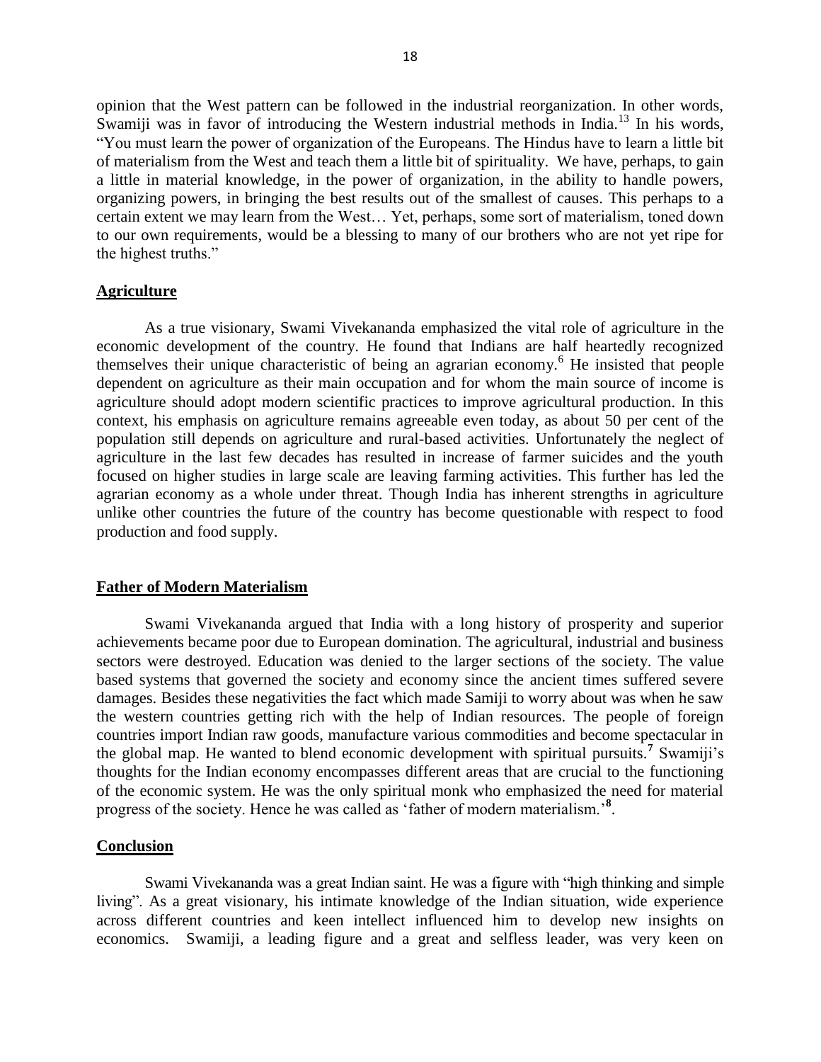opinion that the West pattern can be followed in the industrial reorganization. In other words, Swamiji was in favor of introducing the Western industrial methods in India.[13] In his words, "You must learn the power of organization of the Europeans. The Hindus have to learn a little bit of materialism from the West and teach them a little bit of spirituality. We have, perhaps, to gain a little in material knowledge, in the power of organization, in the ability to handle powers, organizing powers, in bringing the best results out of the smallest of causes. This perhaps to a certain extent we may learn from the West… Yet, perhaps, some sort of materialism, toned down to our own requirements, would be a blessing to many of our brothers who are not yet ripe for the highest truths."

## Agriculture

As a true visionary, Swami Vivekananda emphasized the vital role of agriculture in the economic development of the country. He found that Indians are half heartedly recognized themselves their unique characteristic of being an agrarian economy.[6] He insisted that people dependent on agriculture as their main occupation and for whom the main source of income is agriculture should adopt modern scientific practices to improve agricultural production. In this context, his emphasis on agriculture remains agreeable even today, as about 50 per cent of the population still depends on agriculture and rural-based activities. Unfortunately the neglect of agriculture in the last few decades has resulted in increase of farmer suicides and the youth focused on higher studies in large scale are leaving farming activities. This further has led the agrarian economy as a whole under threat. Though India has inherent strengths in agriculture unlike other countries the future of the country has become questionable with respect to food production and food supply.

## Father of Modern Materialism

Swami Vivekananda argued that India with a long history of prosperity and superior achievements became poor due to European domination. The agricultural, industrial and business sectors were destroyed. Education was denied to the larger sections of the society. The value based systems that governed the society and economy since the ancient times suffered severe damages. Besides these negativities the fact which made Samiji to worry about was when he saw the western countries getting rich with the help of Indian resources. The people of foreign countries import Indian raw goods, manufacture various commodities and become spectacular in the global map. He wanted to blend economic development with spiritual pursuits.[7] Swamiji's thoughts for the Indian economy encompasses different areas that are crucial to the functioning of the economic system. He was the only spiritual monk who emphasized the need for material progress of the society. Hence he was called as 'father of modern materialism.'[8].

## Conclusion

Swami Vivekananda was a great Indian saint. He was a figure with "high thinking and simple living". As a great visionary, his intimate knowledge of the Indian situation, wide experience across different countries and keen intellect influenced him to develop new insights on economics. Swamiji, a leading figure and a great and selfless leader, was very keen on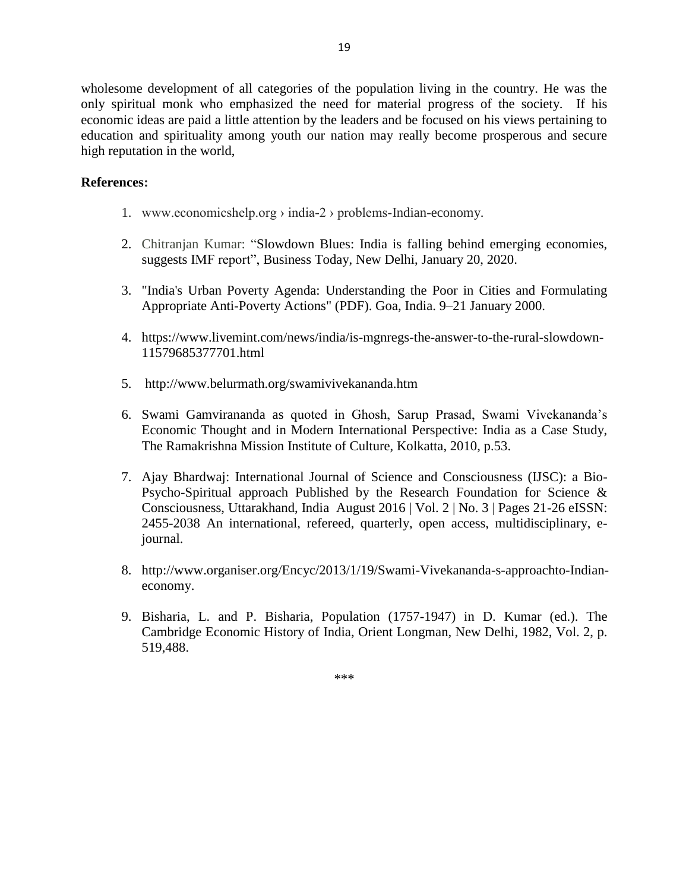wholesome development of all categories of the population living in the country. He was the only spiritual monk who emphasized the need for material progress of the society. If his economic ideas are paid a little attention by the leaders and be focused on his views pertaining to education and spirituality among youth our nation may really become prosperous and secure high reputation in the world,

**References:**

1. www.economicshelp.org › india-2 › problems-Indian-economy.

2. Chitranjan Kumar: "Slowdown Blues: India is falling behind emerging economies, suggests IMF report", Business Today, New Delhi, January 20, 2020.

3. "India's Urban Poverty Agenda: Understanding the Poor in Cities and Formulating Appropriate Anti-Poverty Actions" (PDF). Goa, India. 9–21 January 2000.

4. https://www.livemint.com/news/india/is-mgnregs-the-answer-to-the-rural-slowdown-11579685377701.html

5. http://www.belurmath.org/swamivivekananda.htm

6. Swami Gamvirananda as quoted in Ghosh, Sarup Prasad, Swami Vivekananda's Economic Thought and in Modern International Perspective: India as a Case Study, The Ramakrishna Mission Institute of Culture, Kolkatta, 2010, p.53.

7. Ajay Bhardwaj: International Journal of Science and Consciousness (IJSC): a Bio-Psycho-Spiritual approach Published by the Research Foundation for Science & Consciousness, Uttarakhand, India August 2016 | Vol. 2 | No. 3 | Pages 21-26 eISSN: 2455-2038 An international, refereed, quarterly, open access, multidisciplinary, e-journal.

8. http://www.organiser.org/Encyc/2013/1/19/Swami-Vivekananda-s-approachto-Indian-economy.

9. Bisharia, L. and P. Bisharia, Population (1757-1947) in D. Kumar (ed.). The Cambridge Economic History of India, Orient Longman, New Delhi, 1982, Vol. 2, p. 519,488.

***